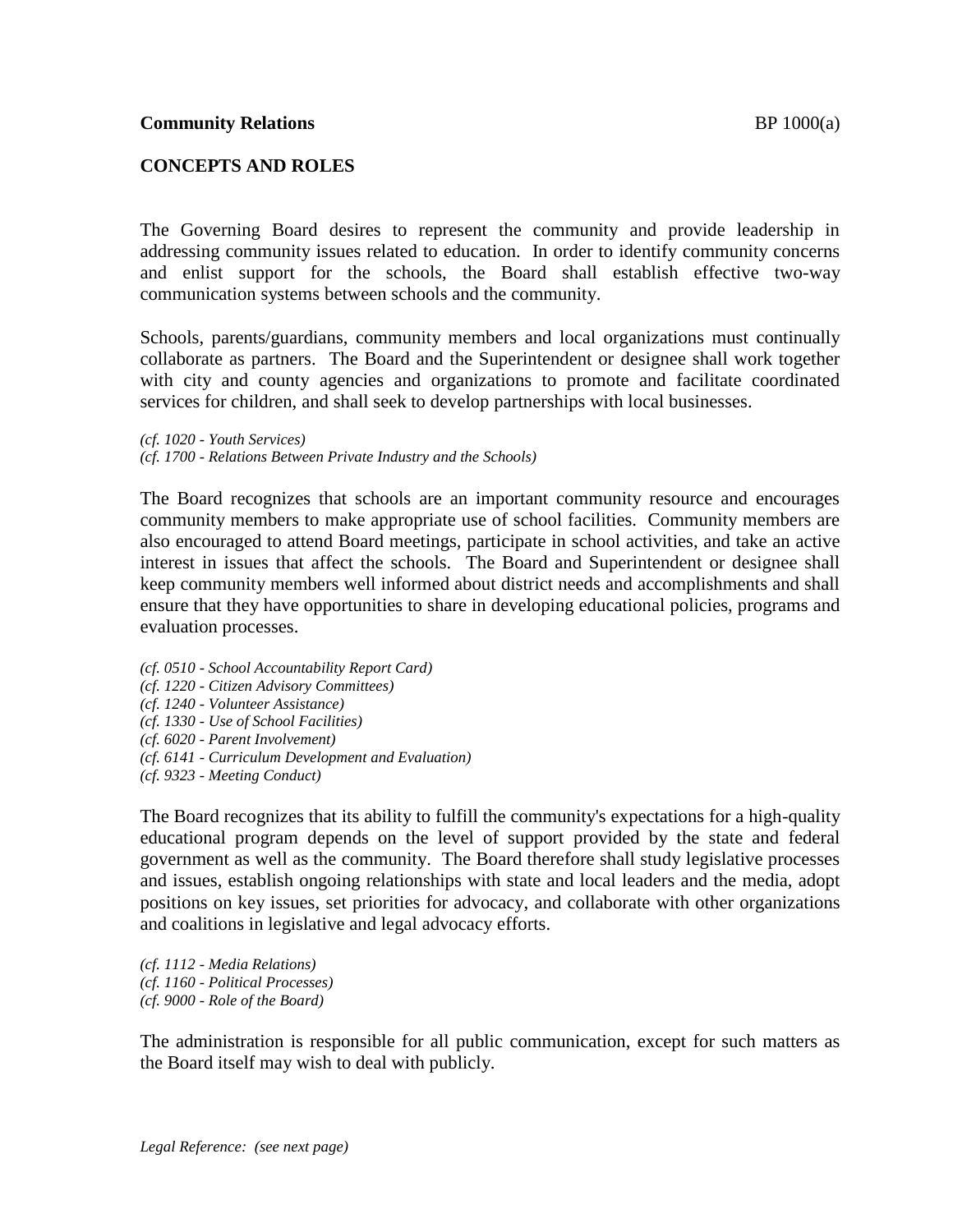**Community Relations** BP 1000(a)

## CONCEPTS AND ROLES

The Governing Board desires to represent the community and provide leadership in addressing community issues related to education. In order to identify community concerns and enlist support for the schools, the Board shall establish effective two-way communication systems between schools and the community.

Schools, parents/guardians, community members and local organizations must continually collaborate as partners. The Board and the Superintendent or designee shall work together with city and county agencies and organizations to promote and facilitate coordinated services for children, and shall seek to develop partnerships with local businesses.

*(cf. 1020 - Youth Services)*
*(cf. 1700 - Relations Between Private Industry and the Schools)*

The Board recognizes that schools are an important community resource and encourages community members to make appropriate use of school facilities. Community members are also encouraged to attend Board meetings, participate in school activities, and take an active interest in issues that affect the schools. The Board and Superintendent or designee shall keep community members well informed about district needs and accomplishments and shall ensure that they have opportunities to share in developing educational policies, programs and evaluation processes.

*(cf. 0510 - School Accountability Report Card)*
*(cf. 1220 - Citizen Advisory Committees)*
*(cf. 1240 - Volunteer Assistance)*
*(cf. 1330 - Use of School Facilities)*
*(cf. 6020 - Parent Involvement)*
*(cf. 6141 - Curriculum Development and Evaluation)*
*(cf. 9323 - Meeting Conduct)*

The Board recognizes that its ability to fulfill the community's expectations for a high-quality educational program depends on the level of support provided by the state and federal government as well as the community. The Board therefore shall study legislative processes and issues, establish ongoing relationships with state and local leaders and the media, adopt positions on key issues, set priorities for advocacy, and collaborate with other organizations and coalitions in legislative and legal advocacy efforts.

*(cf. 1112 - Media Relations)*
*(cf. 1160 - Political Processes)*
*(cf. 9000 - Role of the Board)*

The administration is responsible for all public communication, except for such matters as the Board itself may wish to deal with publicly.

*Legal Reference: (see next page)*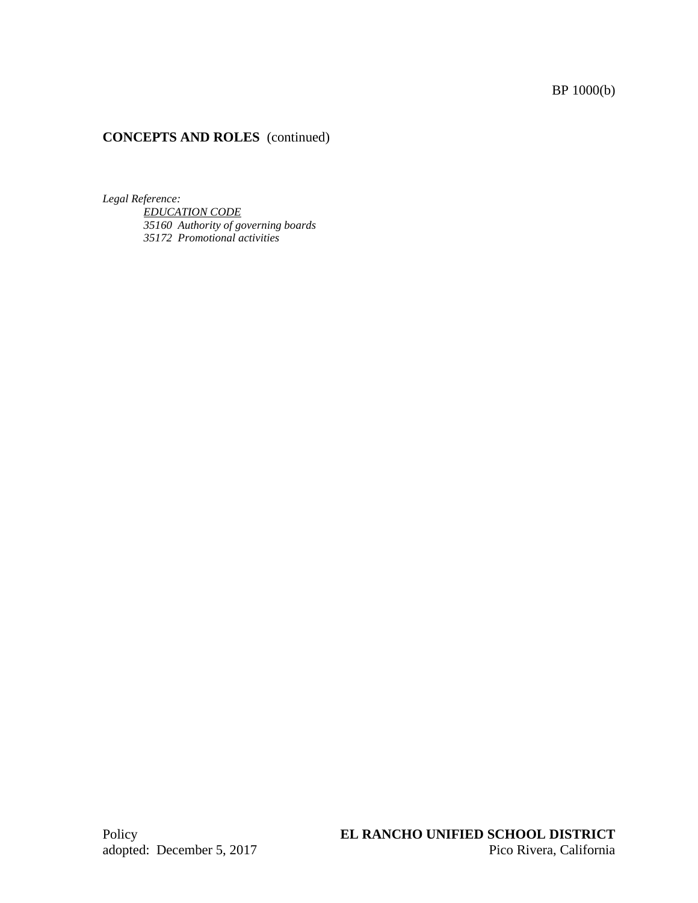**CONCEPTS AND ROLES** (continued)

*Legal Reference:*

*EDUCATION CODE*

*35160 Authority of governing boards*

*35172 Promotional activities*

Policy
adopted: December 5, 2017

**EL RANCHO UNIFIED SCHOOL DISTRICT**
Pico Rivera, California